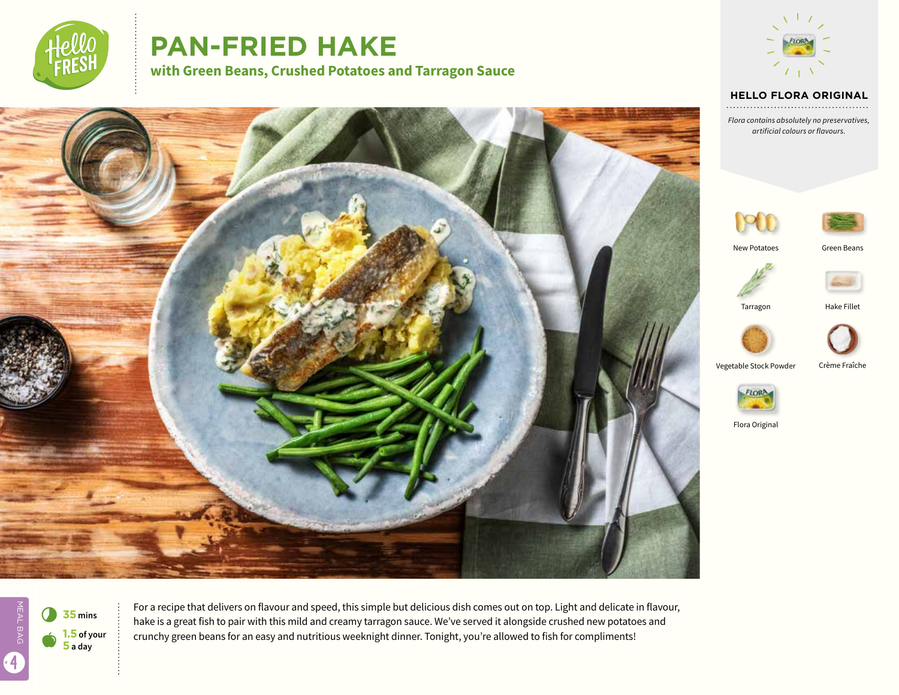# PAN-FRIED HAKE

## with Green Beans, Crushed Potatoes and Tarragon Sauce

### HELLO FLORA ORIGINAL

*Flora contains absolutely no preservatives, artificial colours or flavours.*

- New Potatoes
- Green Beans
- Tarragon
- Hake Fillet
- Vegetable Stock Powder
- Crème Fraîche
- Flora Original

MEAL BAG 4

**35** mins

**1.5** of your **5** a day

For a recipe that delivers on flavour and speed, this simple but delicious dish comes out on top. Light and delicate in flavour, hake is a great fish to pair with this mild and creamy tarragon sauce. We've served it alongside crushed new potatoes and crunchy green beans for an easy and nutritious weeknight dinner. Tonight, you're allowed to fish for compliments!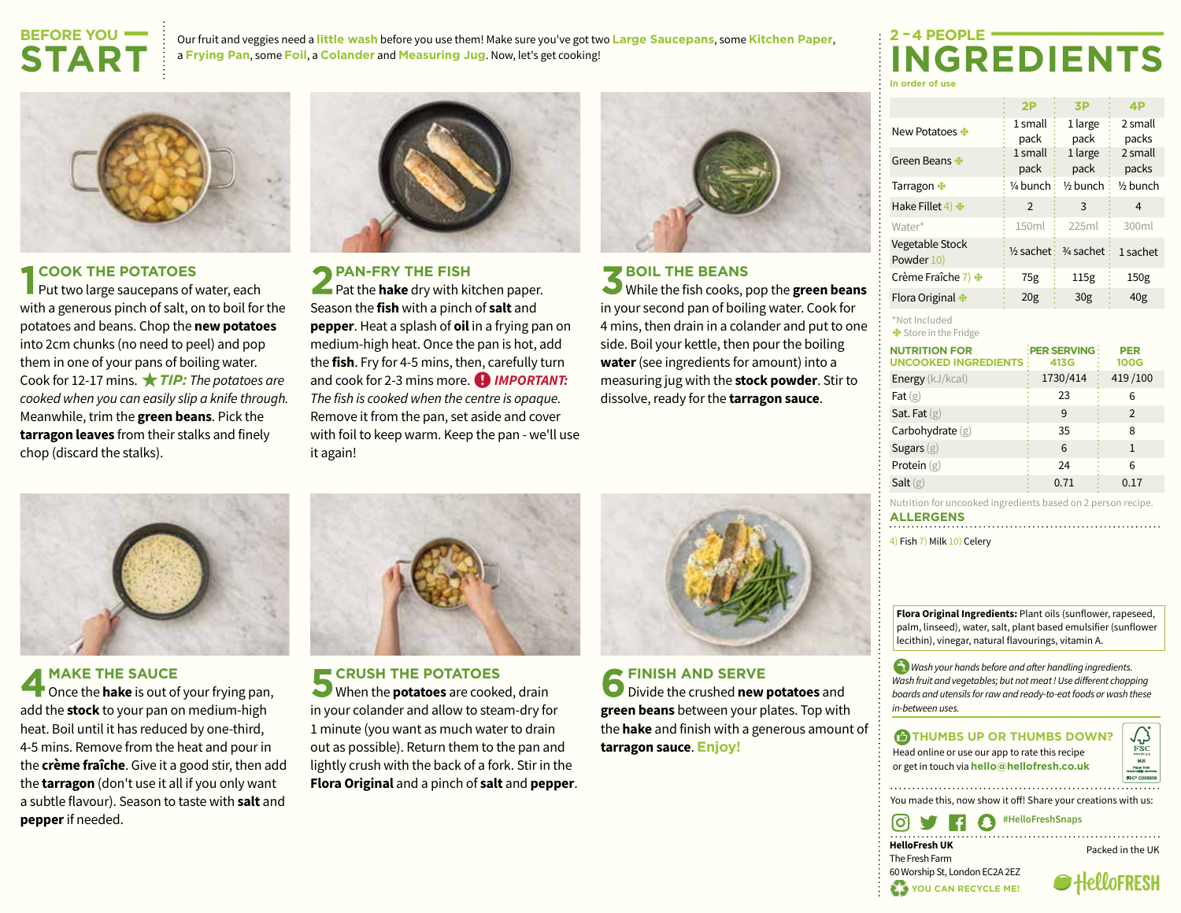## BEFORE YOU START

Our fruit and veggies need a **little wash** before you use them! Make sure you've got two **Large Saucepans**, some **Kitchen Paper**, a **Frying Pan**, some **Foil**, a **Colander** and **Measuring Jug**. Now, let's get cooking!

### 1 COOK THE POTATOES

Put two large saucepans of water, each with a generous pinch of salt, on to boil for the potatoes and beans. Chop the **new potatoes** into 2cm chunks (no need to peel) and pop them in one of your pans of boiling water. Cook for 12-17 mins. ★ ***TIP:*** *The potatoes are cooked when you can easily slip a knife through.* Meanwhile, trim the **green beans**. Pick the **tarragon leaves** from their stalks and finely chop (discard the stalks).

### 2 PAN-FRY THE FISH

Pat the **hake** dry with kitchen paper. Season the **fish** with a pinch of **salt** and **pepper**. Heat a splash of **oil** in a frying pan on medium-high heat. Once the pan is hot, add the **fish**. Fry for 4-5 mins, then, carefully turn and cook for 2-3 mins more. ***IMPORTANT:*** *The fish is cooked when the centre is opaque.* Remove it from the pan, set aside and cover with foil to keep warm. Keep the pan - we'll use it again!

### 3 BOIL THE BEANS

While the fish cooks, pop the **green beans** in your second pan of boiling water. Cook for 4 mins, then drain in a colander and put to one side. Boil your kettle, then pour the boiling **water** (see ingredients for amount) into a measuring jug with the **stock powder**. Stir to dissolve, ready for the **tarragon sauce**.

### 4 MAKE THE SAUCE

Once the **hake** is out of your frying pan, add the **stock** to your pan on medium-high heat. Boil until it has reduced by one-third, 4-5 mins. Remove from the heat and pour in the **crème fraîche**. Give it a good stir, then add the **tarragon** (don't use it all if you only want a subtle flavour). Season to taste with **salt** and **pepper** if needed.

### 5 CRUSH THE POTATOES

When the **potatoes** are cooked, drain in your colander and allow to steam-dry for 1 minute (you want as much water to drain out as possible). Return them to the pan and lightly crush with the back of a fork. Stir in the **Flora Original** and a pinch of **salt** and **pepper**.

### 6 FINISH AND SERVE

Divide the crushed **new potatoes** and **green beans** between your plates. Top with the **hake** and finish with a generous amount of **tarragon sauce**. **Enjoy!**

## 2 - 4 PEOPLE INGREDIENTS

In order of use

| | 2P | 3P | 4P |
|---|---|---|---|
| New Potatoes ❉ | 1 small pack | 1 large pack | 2 small packs |
| Green Beans ❉ | 1 small pack | 1 large pack | 2 small packs |
| Tarragon ❉ | ¼ bunch | ½ bunch | ½ bunch |
| Hake Fillet 4) ❉ | 2 | 3 | 4 |
| Water* | 150ml | 225ml | 300ml |
| Vegetable Stock Powder 10) | ½ sachet | ¾ sachet | 1 sachet |
| Crème Fraîche 7) ❉ | 75g | 115g | 150g |
| Flora Original ❉ | 20g | 30g | 40g |

*Not Included
❉ Store in the Fridge

| NUTRITION FOR UNCOOKED INGREDIENTS | PER SERVING 413G | PER 100G |
|---|---|---|
| Energy (kJ/kcal) | 1730/414 | 419 /100 |
| Fat (g) | 23 | 6 |
| Sat. Fat (g) | 9 | 2 |
| Carbohydrate (g) | 35 | 8 |
| Sugars (g) | 6 | 1 |
| Protein (g) | 24 | 6 |
| Salt (g) | 0.71 | 0.17 |

Nutrition for uncooked ingredients based on 2 person recipe.

### ALLERGENS

4) Fish 7) Milk 10) Celery

**Flora Original Ingredients:** Plant oils (sunflower, rapeseed, palm, linseed), water, salt, plant based emulsifier (sunflower lecithin), vinegar, natural flavourings, vitamin A.

*Wash your hands before and after handling ingredients. Wash fruit and vegetables; but not meat ! Use different chopping boards and utensils for raw and ready-to-eat foods or wash these in-between uses.*

### THUMBS UP OR THUMBS DOWN?

Head online or use our app to rate this recipe or get in touch via **hello@hellofresh.co.uk**

You made this, now show it off! Share your creations with us:

#HelloFreshSnaps

**HelloFresh UK**
The Fresh Farm
60 Worship St, London EC2A 2EZ

Packed in the UK

YOU CAN RECYCLE ME!

HelloFRESH